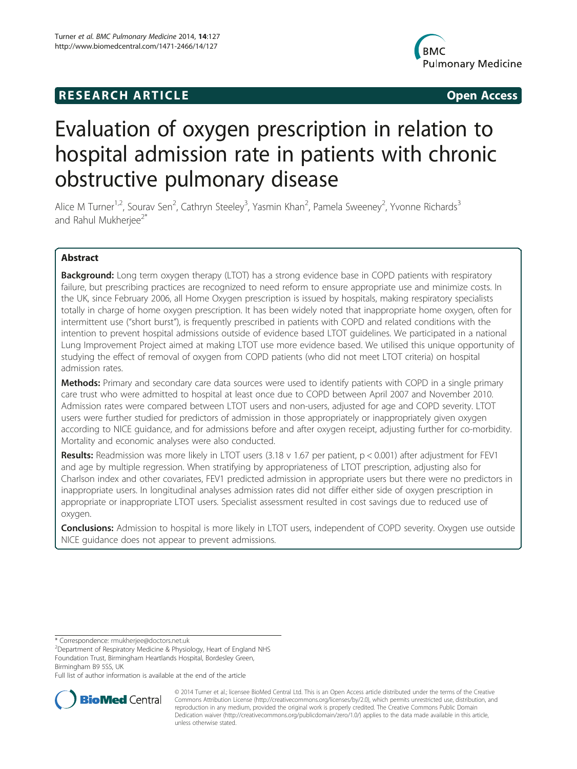RESEARCH ARTICLE Open Access

# Evaluation of oxygen prescription in relation to hospital admission rate in patients with chronic obstructive pulmonary disease

Alice M Turner[1,2], Sourav Sen[2], Cathryn Steeley[3], Yasmin Khan[2], Pamela Sweeney[2], Yvonne Richards[3] and Rahul Mukherjee[2*]

## Abstract

**Background:** Long term oxygen therapy (LTOT) has a strong evidence base in COPD patients with respiratory failure, but prescribing practices are recognized to need reform to ensure appropriate use and minimize costs. In the UK, since February 2006, all Home Oxygen prescription is issued by hospitals, making respiratory specialists totally in charge of home oxygen prescription. It has been widely noted that inappropriate home oxygen, often for intermittent use ("short burst"), is frequently prescribed in patients with COPD and related conditions with the intention to prevent hospital admissions outside of evidence based LTOT guidelines. We participated in a national Lung Improvement Project aimed at making LTOT use more evidence based. We utilised this unique opportunity of studying the effect of removal of oxygen from COPD patients (who did not meet LTOT criteria) on hospital admission rates.

**Methods:** Primary and secondary care data sources were used to identify patients with COPD in a single primary care trust who were admitted to hospital at least once due to COPD between April 2007 and November 2010. Admission rates were compared between LTOT users and non-users, adjusted for age and COPD severity. LTOT users were further studied for predictors of admission in those appropriately or inappropriately given oxygen according to NICE guidance, and for admissions before and after oxygen receipt, adjusting further for co-morbidity. Mortality and economic analyses were also conducted.

**Results:** Readmission was more likely in LTOT users (3.18 v 1.67 per patient, $p < 0.001$) after adjustment for FEV1 and age by multiple regression. When stratifying by appropriateness of LTOT prescription, adjusting also for Charlson index and other covariates, FEV1 predicted admission in appropriate users but there were no predictors in inappropriate users. In longitudinal analyses admission rates did not differ either side of oxygen prescription in appropriate or inappropriate LTOT users. Specialist assessment resulted in cost savings due to reduced use of oxygen.

**Conclusions:** Admission to hospital is more likely in LTOT users, independent of COPD severity. Oxygen use outside NICE guidance does not appear to prevent admissions.

\* Correspondence: rmukherjee@doctors.net.uk

[2]Department of Respiratory Medicine & Physiology, Heart of England NHS Foundation Trust, Birmingham Heartlands Hospital, Bordesley Green, Birmingham B9 5SS, UK

Full list of author information is available at the end of the article

© 2014 Turner et al.; licensee BioMed Central Ltd. This is an Open Access article distributed under the terms of the Creative Commons Attribution License (http://creativecommons.org/licenses/by/2.0), which permits unrestricted use, distribution, and reproduction in any medium, provided the original work is properly credited. The Creative Commons Public Domain Dedication waiver (http://creativecommons.org/publicdomain/zero/1.0/) applies to the data made available in this article, unless otherwise stated.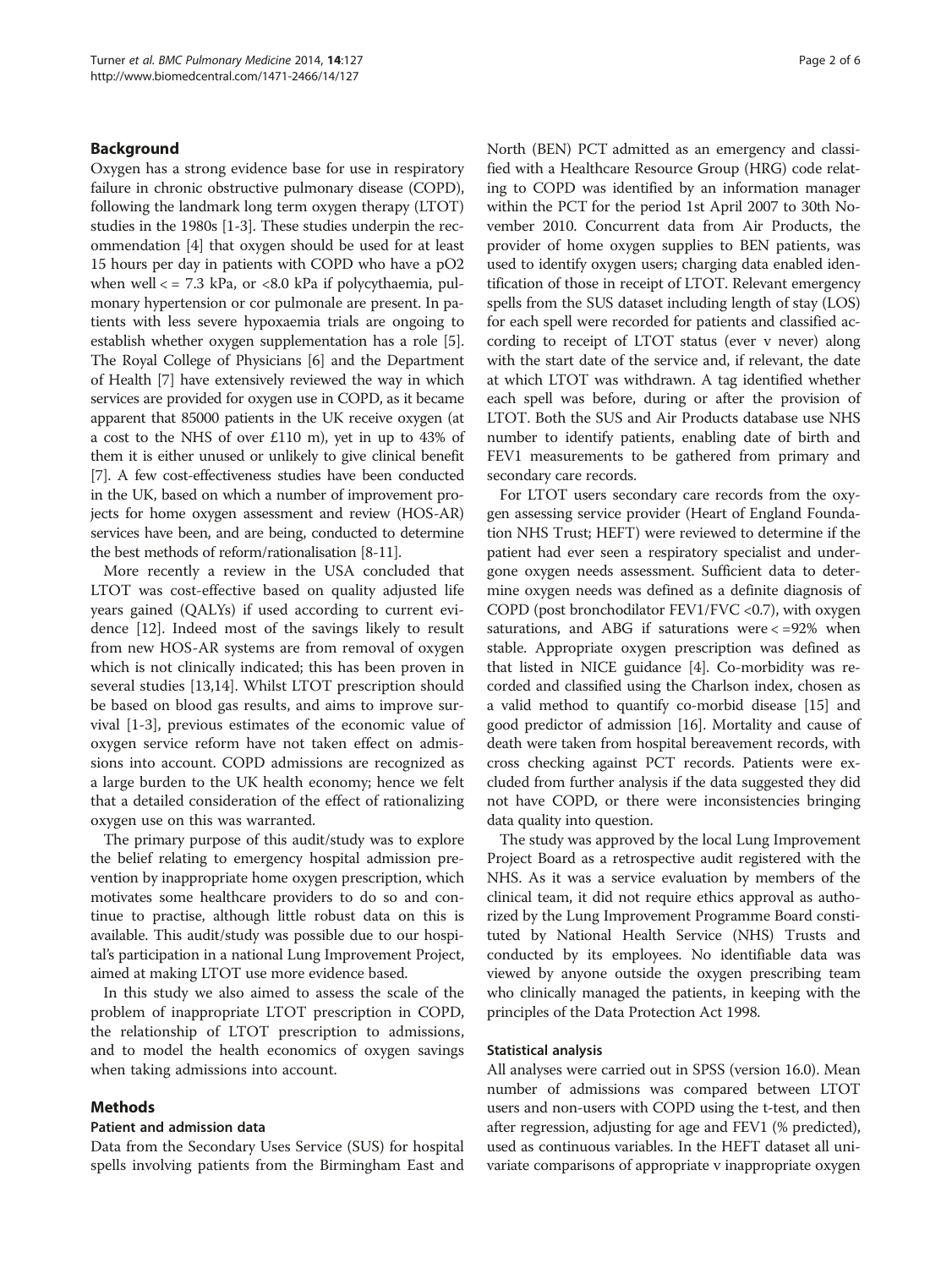## Background

Oxygen has a strong evidence base for use in respiratory failure in chronic obstructive pulmonary disease (COPD), following the landmark long term oxygen therapy (LTOT) studies in the 1980s [1-3]. These studies underpin the recommendation [4] that oxygen should be used for at least 15 hours per day in patients with COPD who have a $pO_2$ when well < = 7.3 kPa, or <8.0 kPa if polycythaemia, pulmonary hypertension or cor pulmonale are present. In patients with less severe hypoxaemia trials are ongoing to establish whether oxygen supplementation has a role [5]. The Royal College of Physicians [6] and the Department of Health [7] have extensively reviewed the way in which services are provided for oxygen use in COPD, as it became apparent that 85000 patients in the UK receive oxygen (at a cost to the NHS of over £110 m), yet in up to 43% of them it is either unused or unlikely to give clinical benefit [7]. A few cost-effectiveness studies have been conducted in the UK, based on which a number of improvement projects for home oxygen assessment and review (HOS-AR) services have been, and are being, conducted to determine the best methods of reform/rationalisation [8-11].

More recently a review in the USA concluded that LTOT was cost-effective based on quality adjusted life years gained (QALYs) if used according to current evidence [12]. Indeed most of the savings likely to result from new HOS-AR systems are from removal of oxygen which is not clinically indicated; this has been proven in several studies [13,14]. Whilst LTOT prescription should be based on blood gas results, and aims to improve survival [1-3], previous estimates of the economic value of oxygen service reform have not taken effect on admissions into account. COPD admissions are recognized as a large burden to the UK health economy; hence we felt that a detailed consideration of the effect of rationalizing oxygen use on this was warranted.

The primary purpose of this audit/study was to explore the belief relating to emergency hospital admission prevention by inappropriate home oxygen prescription, which motivates some healthcare providers to do so and continue to practise, although little robust data on this is available. This audit/study was possible due to our hospital's participation in a national Lung Improvement Project, aimed at making LTOT use more evidence based.

In this study we also aimed to assess the scale of the problem of inappropriate LTOT prescription in COPD, the relationship of LTOT prescription to admissions, and to model the health economics of oxygen savings when taking admissions into account.

## Methods

### Patient and admission data

Data from the Secondary Uses Service (SUS) for hospital spells involving patients from the Birmingham East and North (BEN) PCT admitted as an emergency and classified with a Healthcare Resource Group (HRG) code relating to COPD was identified by an information manager within the PCT for the period 1st April 2007 to 30th November 2010. Concurrent data from Air Products, the provider of home oxygen supplies to BEN patients, was used to identify oxygen users; charging data enabled identification of those in receipt of LTOT. Relevant emergency spells from the SUS dataset including length of stay (LOS) for each spell were recorded for patients and classified according to receipt of LTOT status (ever v never) along with the start date of the service and, if relevant, the date at which LTOT was withdrawn. A tag identified whether each spell was before, during or after the provision of LTOT. Both the SUS and Air Products database use NHS number to identify patients, enabling date of birth and FEV1 measurements to be gathered from primary and secondary care records.

For LTOT users secondary care records from the oxygen assessing service provider (Heart of England Foundation NHS Trust; HEFT) were reviewed to determine if the patient had ever seen a respiratory specialist and undergone oxygen needs assessment. Sufficient data to determine oxygen needs was defined as a definite diagnosis of COPD (post bronchodilator FEV1/FVC <0.7), with oxygen saturations, and ABG if saturations were < =92% when stable. Appropriate oxygen prescription was defined as that listed in NICE guidance [4]. Co-morbidity was recorded and classified using the Charlson index, chosen as a valid method to quantify co-morbid disease [15] and good predictor of admission [16]. Mortality and cause of death were taken from hospital bereavement records, with cross checking against PCT records. Patients were excluded from further analysis if the data suggested they did not have COPD, or there were inconsistencies bringing data quality into question.

The study was approved by the local Lung Improvement Project Board as a retrospective audit registered with the NHS. As it was a service evaluation by members of the clinical team, it did not require ethics approval as authorized by the Lung Improvement Programme Board constituted by National Health Service (NHS) Trusts and conducted by its employees. No identifiable data was viewed by anyone outside the oxygen prescribing team who clinically managed the patients, in keeping with the principles of the Data Protection Act 1998.

### Statistical analysis

All analyses were carried out in SPSS (version 16.0). Mean number of admissions was compared between LTOT users and non-users with COPD using the t-test, and then after regression, adjusting for age and FEV1 (% predicted), used as continuous variables. In the HEFT dataset all univariate comparisons of appropriate v inappropriate oxygen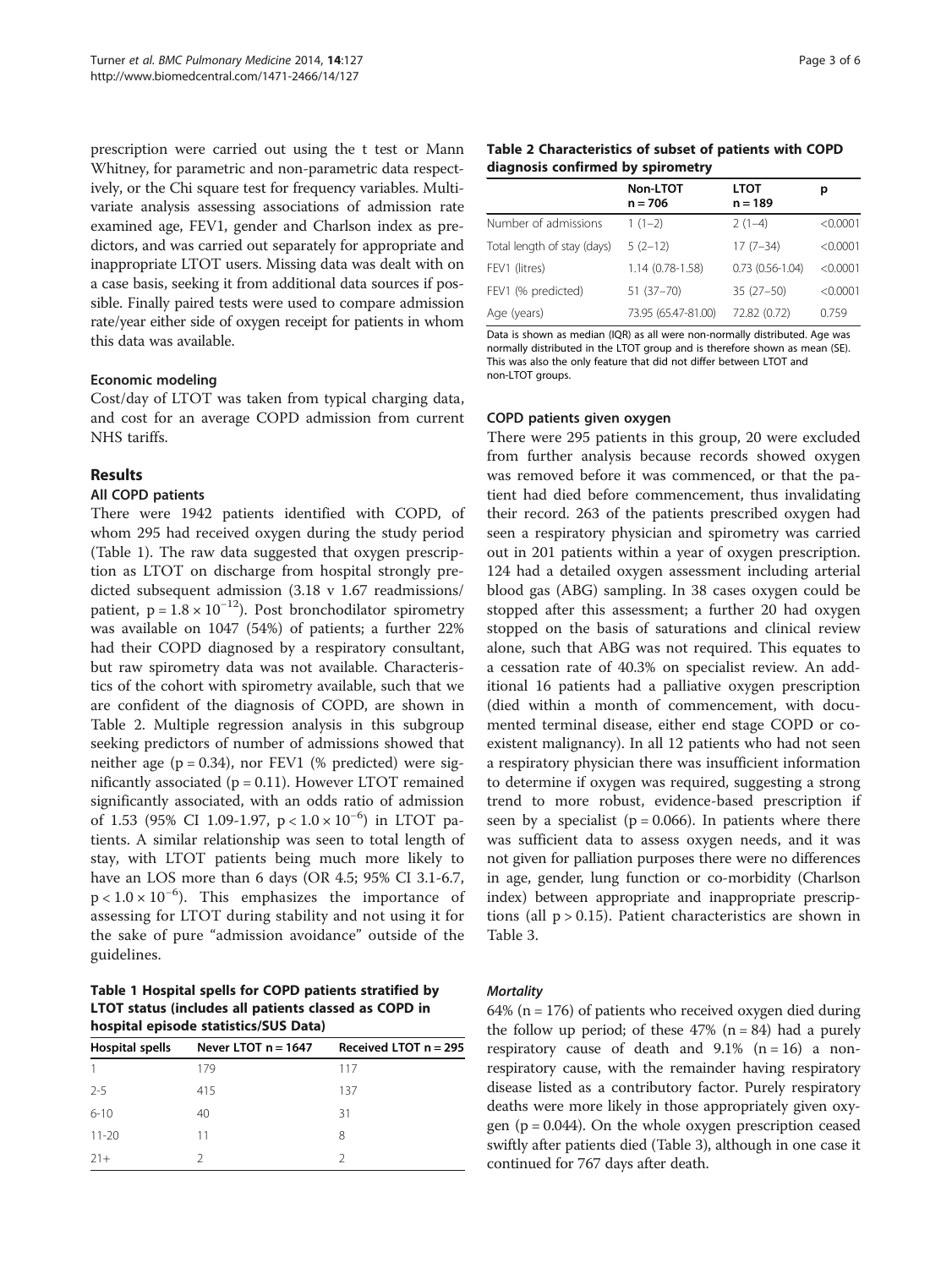prescription were carried out using the t test or Mann Whitney, for parametric and non-parametric data respectively, or the Chi square test for frequency variables. Multivariate analysis assessing associations of admission rate examined age, FEV1, gender and Charlson index as predictors, and was carried out separately for appropriate and inappropriate LTOT users. Missing data was dealt with on a case basis, seeking it from additional data sources if possible. Finally paired tests were used to compare admission rate/year either side of oxygen receipt for patients in whom this data was available.

#### Economic modeling

Cost/day of LTOT was taken from typical charging data, and cost for an average COPD admission from current NHS tariffs.

## Results

### All COPD patients

There were 1942 patients identified with COPD, of whom 295 had received oxygen during the study period (Table 1). The raw data suggested that oxygen prescription as LTOT on discharge from hospital strongly predicted subsequent admission (3.18 v 1.67 readmissions/patient, $p = 1.8 \times 10^{-12}$). Post bronchodilator spirometry was available on 1047 (54%) of patients; a further 22% had their COPD diagnosed by a respiratory consultant, but raw spirometry data was not available. Characteristics of the cohort with spirometry available, such that we are confident of the diagnosis of COPD, are shown in Table 2. Multiple regression analysis in this subgroup seeking predictors of number of admissions showed that neither age ($p = 0.34$), nor FEV1 (% predicted) were significantly associated ($p = 0.11$). However LTOT remained significantly associated, with an odds ratio of admission of 1.53 (95% CI 1.09-1.97, $p < 1.0 \times 10^{-6}$) in LTOT patients. A similar relationship was seen to total length of stay, with LTOT patients being much more likely to have an LOS more than 6 days (OR 4.5; 95% CI 3.1-6.7, $p < 1.0 \times 10^{-6}$). This emphasizes the importance of assessing for LTOT during stability and not using it for the sake of pure "admission avoidance" outside of the guidelines.

**Table 1 Hospital spells for COPD patients stratified by LTOT status (includes all patients classed as COPD in hospital episode statistics/SUS Data)**

| Hospital spells | Never LTOT n = 1647 | Received LTOT n = 295 |
|---|---|---|
| 1 | 179 | 117 |
| 2-5 | 415 | 137 |
| 6-10 | 40 | 31 |
| 11-20 | 11 | 8 |
| 21+ | 2 | 2 |

**Table 2 Characteristics of subset of patients with COPD diagnosis confirmed by spirometry**

| | Non-LTOT n = 706 | LTOT n = 189 | p |
|---|---|---|---|
| Number of admissions | 1 (1–2) | 2 (1–4) | <0.0001 |
| Total length of stay (days) | 5 (2–12) | 17 (7–34) | <0.0001 |
| FEV1 (litres) | 1.14 (0.78-1.58) | 0.73 (0.56-1.04) | <0.0001 |
| FEV1 (% predicted) | 51 (37–70) | 35 (27–50) | <0.0001 |
| Age (years) | 73.95 (65.47-81.00) | 72.82 (0.72) | 0.759 |

Data is shown as median (IQR) as all were non-normally distributed. Age was normally distributed in the LTOT group and is therefore shown as mean (SE). This was also the only feature that did not differ between LTOT and non-LTOT groups.

### COPD patients given oxygen

There were 295 patients in this group, 20 were excluded from further analysis because records showed oxygen was removed before it was commenced, or that the patient had died before commencement, thus invalidating their record. 263 of the patients prescribed oxygen had seen a respiratory physician and spirometry was carried out in 201 patients within a year of oxygen prescription. 124 had a detailed oxygen assessment including arterial blood gas (ABG) sampling. In 38 cases oxygen could be stopped after this assessment; a further 20 had oxygen stopped on the basis of saturations and clinical review alone, such that ABG was not required. This equates to a cessation rate of 40.3% on specialist review. An additional 16 patients had a palliative oxygen prescription (died within a month of commencement, with documented terminal disease, either end stage COPD or coexistent malignancy). In all 12 patients who had not seen a respiratory physician there was insufficient information to determine if oxygen was required, suggesting a strong trend to more robust, evidence-based prescription if seen by a specialist ($p = 0.066$). In patients where there was sufficient data to assess oxygen needs, and it was not given for palliation purposes there were no differences in age, gender, lung function or co-morbidity (Charlson index) between appropriate and inappropriate prescriptions (all $p > 0.15$). Patient characteristics are shown in Table 3.

#### *Mortality*

64% (n = 176) of patients who received oxygen died during the follow up period; of these 47% (n = 84) had a purely respiratory cause of death and 9.1% (n = 16) a non-respiratory cause, with the remainder having respiratory disease listed as a contributory factor. Purely respiratory deaths were more likely in those appropriately given oxygen ($p = 0.044$). On the whole oxygen prescription ceased swiftly after patients died (Table 3), although in one case it continued for 767 days after death.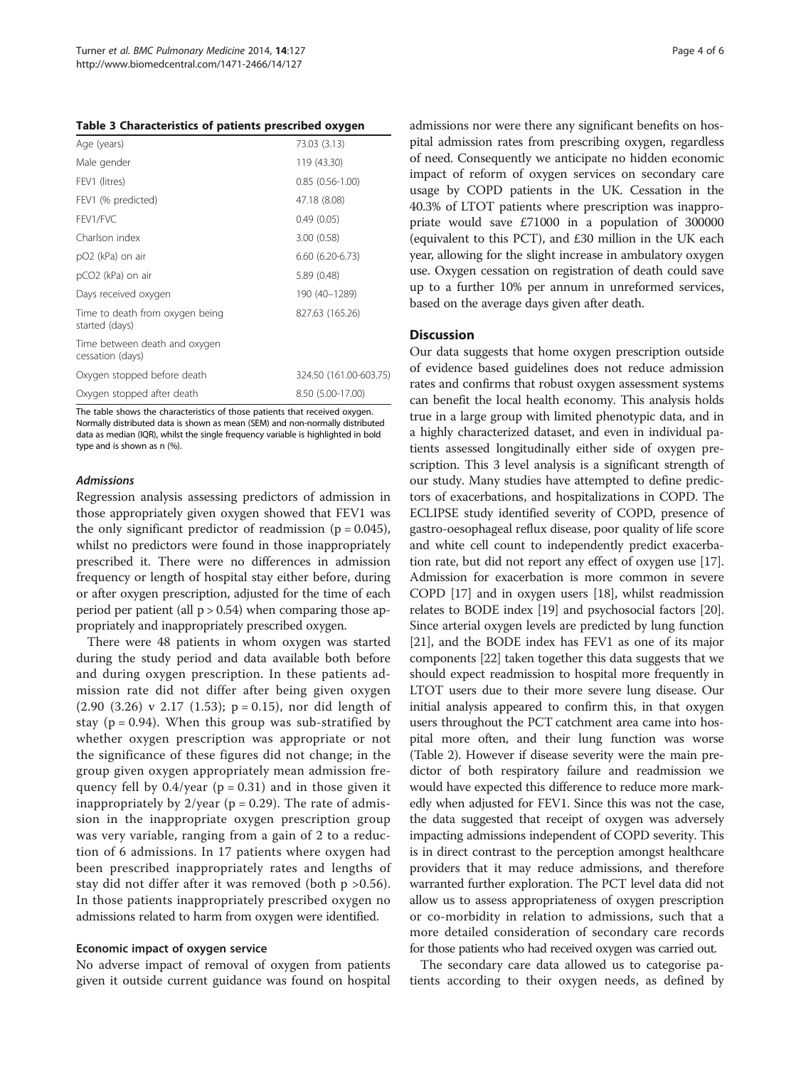**Table 3 Characteristics of patients prescribed oxygen**

| | |
|---|---|
| Age (years) | 73.03 (3.13) |
| Male gender | 119 (43.30) |
| FEV1 (litres) | 0.85 (0.56-1.00) |
| FEV1 (% predicted) | 47.18 (8.08) |
| FEV1/FVC | 0.49 (0.05) |
| Charlson index | 3.00 (0.58) |
| pO2 (kPa) on air | 6.60 (6.20-6.73) |
| pCO2 (kPa) on air | 5.89 (0.48) |
| Days received oxygen | 190 (40–1289) |
| Time to death from oxygen being started (days) | 827.63 (165.26) |
| Time between death and oxygen cessation (days) | |
| Oxygen stopped before death | 324.50 (161.00-603.75) |
| Oxygen stopped after death | 8.50 (5.00-17.00) |

The table shows the characteristics of those patients that received oxygen. Normally distributed data is shown as mean (SEM) and non-normally distributed data as median (IQR), whilst the single frequency variable is highlighted in bold type and is shown as n (%).

#### *Admissions*

Regression analysis assessing predictors of admission in those appropriately given oxygen showed that FEV1 was the only significant predictor of readmission ($p = 0.045$), whilst no predictors were found in those inappropriately prescribed it. There were no differences in admission frequency or length of hospital stay either before, during or after oxygen prescription, adjusted for the time of each period per patient (all $p > 0.54$) when comparing those appropriately and inappropriately prescribed oxygen.

There were 48 patients in whom oxygen was started during the study period and data available both before and during oxygen prescription. In these patients admission rate did not differ after being given oxygen (2.90 (3.26) v 2.17 (1.53); $p = 0.15$), nor did length of stay ($p = 0.94$). When this group was sub-stratified by whether oxygen prescription was appropriate or not the significance of these figures did not change; in the group given oxygen appropriately mean admission frequency fell by 0.4/year ($p = 0.31$) and in those given it inappropriately by 2/year ($p = 0.29$). The rate of admission in the inappropriate oxygen prescription group was very variable, ranging from a gain of 2 to a reduction of 6 admissions. In 17 patients where oxygen had been prescribed inappropriately rates and lengths of stay did not differ after it was removed (both $p > 0.56$). In those patients inappropriately prescribed oxygen no admissions related to harm from oxygen were identified.

### Economic impact of oxygen service

No adverse impact of removal of oxygen from patients given it outside current guidance was found on hospital admissions nor were there any significant benefits on hospital admission rates from prescribing oxygen, regardless of need. Consequently we anticipate no hidden economic impact of reform of oxygen services on secondary care usage by COPD patients in the UK. Cessation in the 40.3% of LTOT patients where prescription was inappropriate would save £71000 in a population of 300000 (equivalent to this PCT), and £30 million in the UK each year, allowing for the slight increase in ambulatory oxygen use. Oxygen cessation on registration of death could save up to a further 10% per annum in unreformed services, based on the average days given after death.

## Discussion

Our data suggests that home oxygen prescription outside of evidence based guidelines does not reduce admission rates and confirms that robust oxygen assessment systems can benefit the local health economy. This analysis holds true in a large group with limited phenotypic data, and in a highly characterized dataset, and even in individual patients assessed longitudinally either side of oxygen prescription. This 3 level analysis is a significant strength of our study. Many studies have attempted to define predictors of exacerbations, and hospitalizations in COPD. The ECLIPSE study identified severity of COPD, presence of gastro-oesophageal reflux disease, poor quality of life score and white cell count to independently predict exacerbation rate, but did not report any effect of oxygen use [17]. Admission for exacerbation is more common in severe COPD [17] and in oxygen users [18], whilst readmission relates to BODE index [19] and psychosocial factors [20]. Since arterial oxygen levels are predicted by lung function [21], and the BODE index has FEV1 as one of its major components [22] taken together this data suggests that we should expect readmission to hospital more frequently in LTOT users due to their more severe lung disease. Our initial analysis appeared to confirm this, in that oxygen users throughout the PCT catchment area came into hospital more often, and their lung function was worse (Table 2). However if disease severity were the main predictor of both respiratory failure and readmission we would have expected this difference to reduce more markedly when adjusted for FEV1. Since this was not the case, the data suggested that receipt of oxygen was adversely impacting admissions independent of COPD severity. This is in direct contrast to the perception amongst healthcare providers that it may reduce admissions, and therefore warranted further exploration. The PCT level data did not allow us to assess appropriateness of oxygen prescription or co-morbidity in relation to admissions, such that a more detailed consideration of secondary care records for those patients who had received oxygen was carried out.

The secondary care data allowed us to categorise patients according to their oxygen needs, as defined by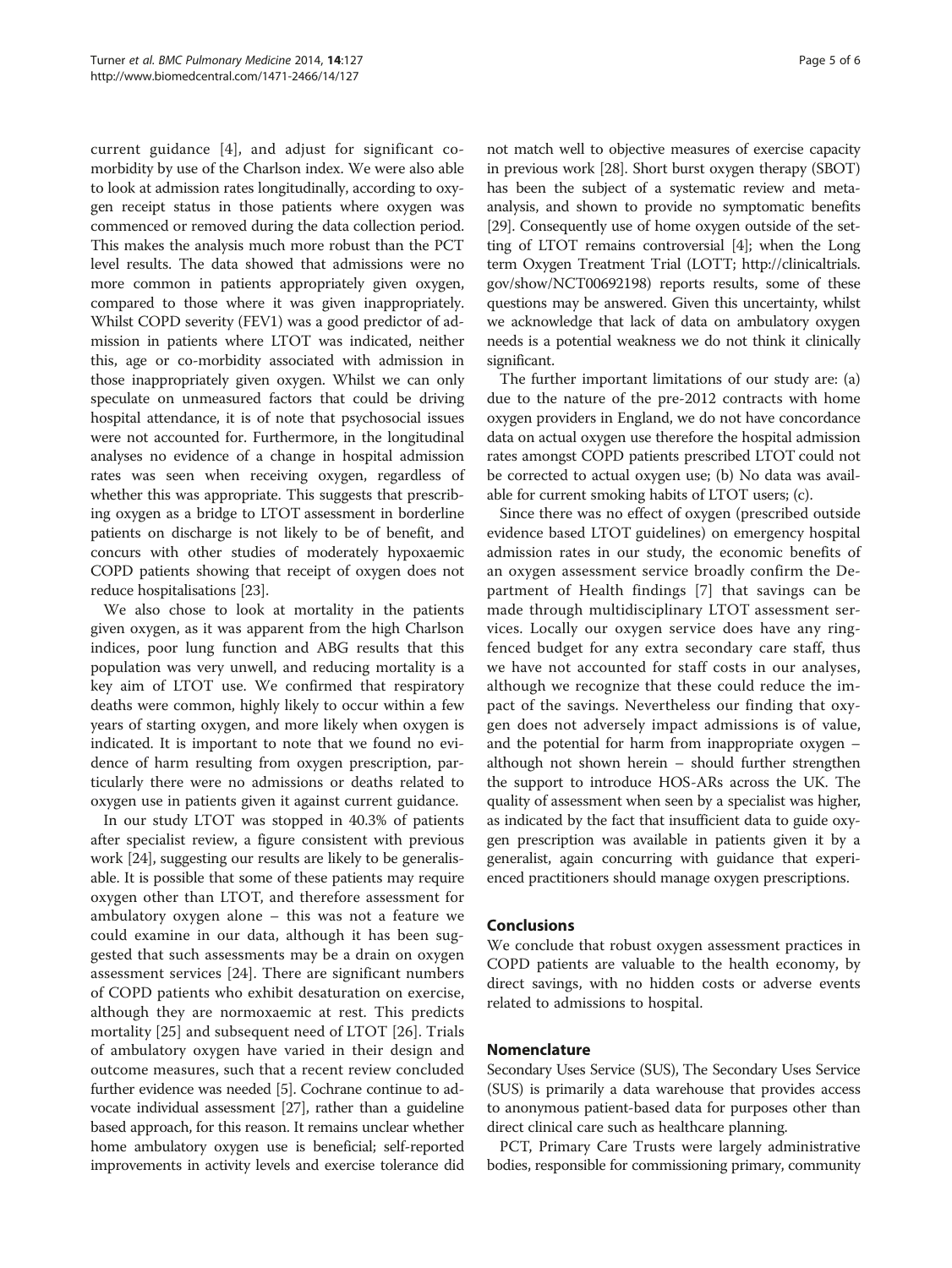current guidance [4], and adjust for significant comorbidity by use of the Charlson index. We were also able to look at admission rates longitudinally, according to oxygen receipt status in those patients where oxygen was commenced or removed during the data collection period. This makes the analysis much more robust than the PCT level results. The data showed that admissions were no more common in patients appropriately given oxygen, compared to those where it was given inappropriately. Whilst COPD severity (FEV1) was a good predictor of admission in patients where LTOT was indicated, neither this, age or co-morbidity associated with admission in those inappropriately given oxygen. Whilst we can only speculate on unmeasured factors that could be driving hospital attendance, it is of note that psychosocial issues were not accounted for. Furthermore, in the longitudinal analyses no evidence of a change in hospital admission rates was seen when receiving oxygen, regardless of whether this was appropriate. This suggests that prescribing oxygen as a bridge to LTOT assessment in borderline patients on discharge is not likely to be of benefit, and concurs with other studies of moderately hypoxaemic COPD patients showing that receipt of oxygen does not reduce hospitalisations [23].

We also chose to look at mortality in the patients given oxygen, as it was apparent from the high Charlson indices, poor lung function and ABG results that this population was very unwell, and reducing mortality is a key aim of LTOT use. We confirmed that respiratory deaths were common, highly likely to occur within a few years of starting oxygen, and more likely when oxygen is indicated. It is important to note that we found no evidence of harm resulting from oxygen prescription, particularly there were no admissions or deaths related to oxygen use in patients given it against current guidance.

In our study LTOT was stopped in 40.3% of patients after specialist review, a figure consistent with previous work [24], suggesting our results are likely to be generalisable. It is possible that some of these patients may require oxygen other than LTOT, and therefore assessment for ambulatory oxygen alone – this was not a feature we could examine in our data, although it has been suggested that such assessments may be a drain on oxygen assessment services [24]. There are significant numbers of COPD patients who exhibit desaturation on exercise, although they are normoxaemic at rest. This predicts mortality [25] and subsequent need of LTOT [26]. Trials of ambulatory oxygen have varied in their design and outcome measures, such that a recent review concluded further evidence was needed [5]. Cochrane continue to advocate individual assessment [27], rather than a guideline based approach, for this reason. It remains unclear whether home ambulatory oxygen use is beneficial; self-reported improvements in activity levels and exercise tolerance did not match well to objective measures of exercise capacity in previous work [28]. Short burst oxygen therapy (SBOT) has been the subject of a systematic review and meta-analysis, and shown to provide no symptomatic benefits [29]. Consequently use of home oxygen outside of the setting of LTOT remains controversial [4]; when the Long term Oxygen Treatment Trial (LOTT; http://clinicaltrials.gov/show/NCT00692198) reports results, some of these questions may be answered. Given this uncertainty, whilst we acknowledge that lack of data on ambulatory oxygen needs is a potential weakness we do not think it clinically significant.

The further important limitations of our study are: (a) due to the nature of the pre-2012 contracts with home oxygen providers in England, we do not have concordance data on actual oxygen use therefore the hospital admission rates amongst COPD patients prescribed LTOT could not be corrected to actual oxygen use; (b) No data was available for current smoking habits of LTOT users; (c).

Since there was no effect of oxygen (prescribed outside evidence based LTOT guidelines) on emergency hospital admission rates in our study, the economic benefits of an oxygen assessment service broadly confirm the Department of Health findings [7] that savings can be made through multidisciplinary LTOT assessment services. Locally our oxygen service does have any ring-fenced budget for any extra secondary care staff, thus we have not accounted for staff costs in our analyses, although we recognize that these could reduce the impact of the savings. Nevertheless our finding that oxygen does not adversely impact admissions is of value, and the potential for harm from inappropriate oxygen – although not shown herein – should further strengthen the support to introduce HOS-ARs across the UK. The quality of assessment when seen by a specialist was higher, as indicated by the fact that insufficient data to guide oxygen prescription was available in patients given it by a generalist, again concurring with guidance that experienced practitioners should manage oxygen prescriptions.

## Conclusions

We conclude that robust oxygen assessment practices in COPD patients are valuable to the health economy, by direct savings, with no hidden costs or adverse events related to admissions to hospital.

## Nomenclature

Secondary Uses Service (SUS), The Secondary Uses Service (SUS) is primarily a data warehouse that provides access to anonymous patient-based data for purposes other than direct clinical care such as healthcare planning.

PCT, Primary Care Trusts were largely administrative bodies, responsible for commissioning primary, community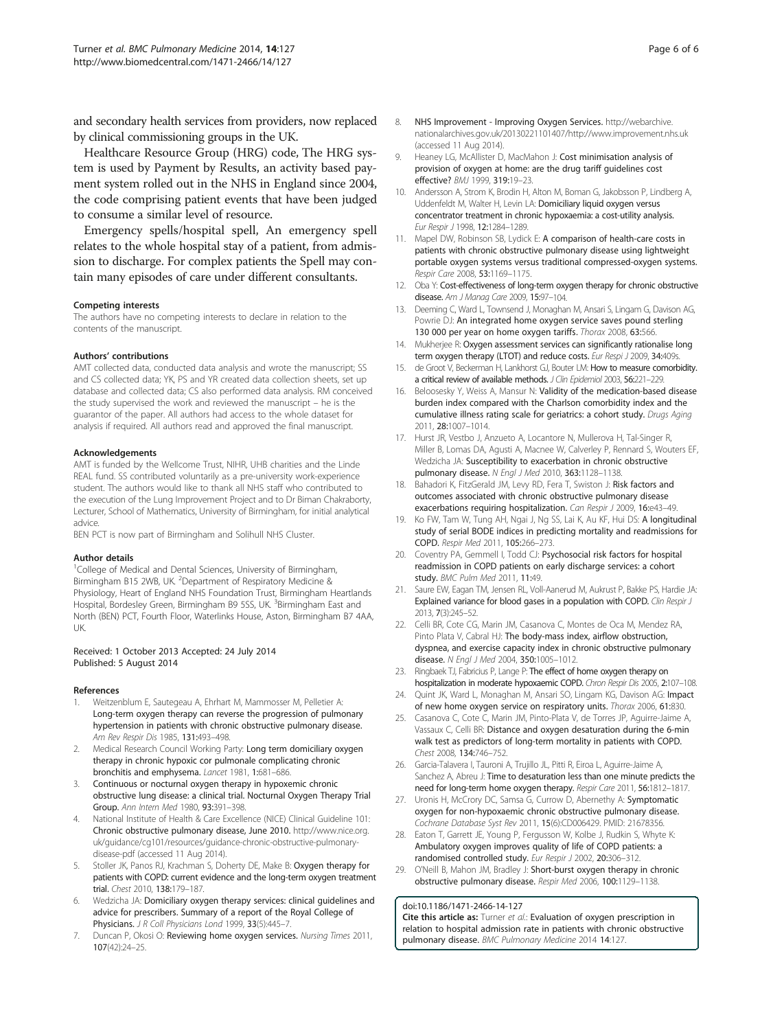and secondary health services from providers, now replaced by clinical commissioning groups in the UK.

Healthcare Resource Group (HRG) code, The HRG system is used by Payment by Results, an activity based payment system rolled out in the NHS in England since 2004, the code comprising patient events that have been judged to consume a similar level of resource.

Emergency spells/hospital spell, An emergency spell relates to the whole hospital stay of a patient, from admission to discharge. For complex patients the Spell may contain many episodes of care under different consultants.

#### Competing interests

The authors have no competing interests to declare in relation to the contents of the manuscript.

#### Authors' contributions

AMT collected data, conducted data analysis and wrote the manuscript; SS and CS collected data; YK, PS and YR created data collection sheets, set up database and collected data; CS also performed data analysis. RM conceived the study supervised the work and reviewed the manuscript – he is the guarantor of the paper. All authors had access to the whole dataset for analysis if required. All authors read and approved the final manuscript.

#### Acknowledgements

AMT is funded by the Wellcome Trust, NIHR, UHB charities and the Linde REAL fund. SS contributed voluntarily as a pre-university work-experience student. The authors would like to thank all NHS staff who contributed to the execution of the Lung Improvement Project and to Dr Biman Chakraborty, Lecturer, School of Mathematics, University of Birmingham, for initial analytical advice.

BEN PCT is now part of Birmingham and Solihull NHS Cluster.

#### Author details

[1]College of Medical and Dental Sciences, University of Birmingham, Birmingham B15 2WB, UK. [2]Department of Respiratory Medicine & Physiology, Heart of England NHS Foundation Trust, Birmingham Heartlands Hospital, Bordesley Green, Birmingham B9 5SS, UK. [3]Birmingham East and North (BEN) PCT, Fourth Floor, Waterlinks House, Aston, Birmingham B7 4AA, UK.

Received: 1 October 2013 Accepted: 24 July 2014
Published: 5 August 2014

#### References

1. Weitzenblum E, Sautegeau A, Ehrhart M, Mammosser M, Pelletier A: **Long-term oxygen therapy can reverse the progression of pulmonary hypertension in patients with chronic obstructive pulmonary disease.** *Am Rev Respir Dis* 1985, **131:**493–498.
2. Medical Research Council Working Party: **Long term domiciliary oxygen therapy in chronic hypoxic cor pulmonale complicating chronic bronchitis and emphysema.** *Lancet* 1981, **1:**681–686.
3. **Continuous or nocturnal oxygen therapy in hypoxemic chronic obstructive lung disease: a clinical trial. Nocturnal Oxygen Therapy Trial Group.** *Ann Intern Med* 1980, **93:**391–398.
4. National Institute of Health & Care Excellence (NICE) Clinical Guideline 101: **Chronic obstructive pulmonary disease, June 2010.** http://www.nice.org.uk/guidance/cg101/resources/guidance-chronic-obstructive-pulmonary-disease-pdf (accessed 11 Aug 2014).
5. Stoller JK, Panos RJ, Krachman S, Doherty DE, Make B: **Oxygen therapy for patients with COPD: current evidence and the long-term oxygen treatment trial.** *Chest* 2010, **138:**179–187.
6. Wedzicha JA: **Domiciliary oxygen therapy services: clinical guidelines and advice for prescribers. Summary of a report of the Royal College of Physicians.** *J R Coll Physicians Lond* 1999, **33**(5):445–7.
7. Duncan P, Okosi O: **Reviewing home oxygen services.** *Nursing Times* 2011, **107**(42):24–25.
8. NHS Improvement - **Improving Oxygen Services.** http://webarchive.nationalarchives.gov.uk/20130221101407/http://www.improvement.nhs.uk (accessed 11 Aug 2014).
9. Heaney LG, McAllister D, MacMahon J: **Cost minimisation analysis of provision of oxygen at home: are the drug tariff guidelines cost effective?** *BMJ* 1999, **319:**19–23.
10. Andersson A, Strom K, Brodin H, Alton M, Boman G, Jakobsson P, Lindberg A, Uddenfeldt M, Walter H, Levin LA: **Domiciliary liquid oxygen versus concentrator treatment in chronic hypoxaemia: a cost-utility analysis.** *Eur Respir J* 1998, **12:**1284–1289.
11. Mapel DW, Robinson SB, Lydick E: **A comparison of health-care costs in patients with chronic obstructive pulmonary disease using lightweight portable oxygen systems versus traditional compressed-oxygen systems.** *Respir Care* 2008, **53:**1169–1175.
12. Oba Y: **Cost-effectiveness of long-term oxygen therapy for chronic obstructive disease.** *Am J Manag Care* 2009, **15:**97–104.
13. Deeming C, Ward L, Townsend J, Monaghan M, Ansari S, Lingam G, Davison AG, Powrie DJ: **An integrated home oxygen service saves pound sterling 130 000 per year on home oxygen tariffs.** *Thorax* 2008, **63:**566.
14. Mukherjee R: **Oxygen assessment services can significantly rationalise long term oxygen therapy (LTOT) and reduce costs.** *Eur Respi J* 2009, **34:**409s.
15. de Groot V, Beckerman H, Lankhorst GJ, Bouter LM: **How to measure comorbidity. a critical review of available methods.** *J Clin Epidemiol* 2003, **56:**221–229.
16. Beloosesky Y, Weiss A, Mansur N: **Validity of the medication-based disease burden index compared with the Charlson comorbidity index and the cumulative illness rating scale for geriatrics: a cohort study.** *Drugs Aging* 2011, **28:**1007–1014.
17. Hurst JR, Vestbo J, Anzueto A, Locantore N, Mullerova H, Tal-Singer R, Miller B, Lomas DA, Agusti A, Macnee W, Calverley P, Rennard S, Wouters EF, Wedzicha JA: **Susceptibility to exacerbation in chronic obstructive pulmonary disease.** *N Engl J Med* 2010, **363:**1128–1138.
18. Bahadori K, FitzGerald JM, Levy RD, Fera T, Swiston J: **Risk factors and outcomes associated with chronic obstructive pulmonary disease exacerbations requiring hospitalization.** *Can Respir J* 2009, **16:**e43–49.
19. Ko FW, Tam W, Tung AH, Ngai J, Ng SS, Lai K, Au KF, Hui DS: **A longitudinal study of serial BODE indices in predicting mortality and readmissions for COPD.** *Respir Med* 2011, **105:**266–273.
20. Coventry PA, Gemmell I, Todd CJ: **Psychosocial risk factors for hospital readmission in COPD patients on early discharge services: a cohort study.** *BMC Pulm Med* 2011, **11:**49.
21. Saure EW, Eagan TM, Jensen RL, Voll-Aanerud M, Aukrust P, Bakke PS, Hardie JA: **Explained variance for blood gases in a population with COPD.** *Clin Respir J* 2013, **7**(3):245–52.
22. Celli BR, Cote CG, Marin JM, Casanova C, Montes de Oca M, Mendez RA, Pinto Plata V, Cabral HJ: **The body-mass index, airflow obstruction, dyspnea, and exercise capacity index in chronic obstructive pulmonary disease.** *N Engl J Med* 2004, **350:**1005–1012.
23. Ringbaek TJ, Fabricius P, Lange P: **The effect of home oxygen therapy on hospitalization in moderate hypoxaemic COPD.** *Chron Respir Dis* 2005, **2:**107–108.
24. Quint JK, Ward L, Monaghan M, Ansari SO, Lingam KG, Davison AG: **Impact of new home oxygen service on respiratory units.** *Thorax* 2006, **61:**830.
25. Casanova C, Cote C, Marin JM, Pinto-Plata V, de Torres JP, Aguirre-Jaime A, Vassaux C, Celli BR: **Distance and oxygen desaturation during the 6-min walk test as predictors of long-term mortality in patients with COPD.** *Chest* 2008, **134:**746–752.
26. Garcia-Talavera I, Tauroni A, Trujillo JL, Pitti R, Eiroa L, Aguirre-Jaime A, Sanchez A, Abreu J: **Time to desaturation less than one minute predicts the need for long-term home oxygen therapy.** *Respir Care* 2011, **56:**1812–1817.
27. Uronis H, McCrory DC, Samsa G, Currow D, Abernethy A: **Symptomatic oxygen for non-hypoxaemic chronic obstructive pulmonary disease.** *Cochrane Database Syst Rev* 2011, **15**(6):CD006429. PMID: 21678356.
28. Eaton T, Garrett JE, Young P, Fergusson W, Kolbe J, Rudkin S, Whyte K: **Ambulatory oxygen improves quality of life of COPD patients: a randomised controlled study.** *Eur Respir J* 2002, **20:**306–312.
29. O'Neill B, Mahon JM, Bradley J: **Short-burst oxygen therapy in chronic obstructive pulmonary disease.** *Respir Med* 2006, **100:**1129–1138.

doi:10.1186/1471-2466-14-127

**Cite this article as:** Turner *et al.*: Evaluation of oxygen prescription in relation to hospital admission rate in patients with chronic obstructive pulmonary disease. *BMC Pulmonary Medicine* 2014 **14**:127.